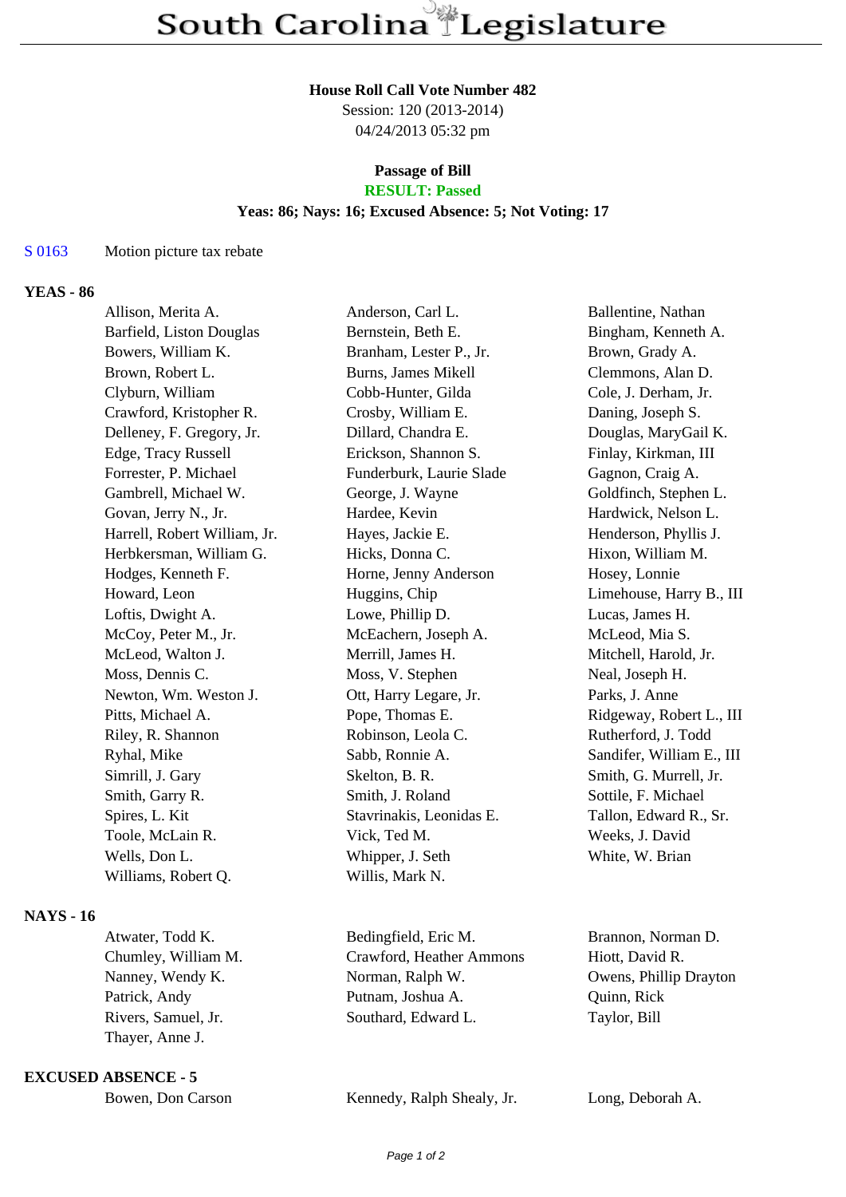# South Carolina Legislature

**House Roll Call Vote Number 482**
Session: 120 (2013-2014)
04/24/2013 05:32 pm

**Passage of Bill**
**RESULT: Passed**
**Yeas: 86; Nays: 16; Excused Absence: 5; Not Voting: 17**

S 0163 Motion picture tax rebate

## YEAS - 86

| | | |
|---|---|---|
| Allison, Merita A. | Anderson, Carl L. | Ballentine, Nathan |
| Barfield, Liston Douglas | Bernstein, Beth E. | Bingham, Kenneth A. |
| Bowers, William K. | Branham, Lester P., Jr. | Brown, Grady A. |
| Brown, Robert L. | Burns, James Mikell | Clemmons, Alan D. |
| Clyburn, William | Cobb-Hunter, Gilda | Cole, J. Derham, Jr. |
| Crawford, Kristopher R. | Crosby, William E. | Daning, Joseph S. |
| Delleney, F. Gregory, Jr. | Dillard, Chandra E. | Douglas, MaryGail K. |
| Edge, Tracy Russell | Erickson, Shannon S. | Finlay, Kirkman, III |
| Forrester, P. Michael | Funderburk, Laurie Slade | Gagnon, Craig A. |
| Gambrell, Michael W. | George, J. Wayne | Goldfinch, Stephen L. |
| Govan, Jerry N., Jr. | Hardee, Kevin | Hardwick, Nelson L. |
| Harrell, Robert William, Jr. | Hayes, Jackie E. | Henderson, Phyllis J. |
| Herbkersman, William G. | Hicks, Donna C. | Hixon, William M. |
| Hodges, Kenneth F. | Horne, Jenny Anderson | Hosey, Lonnie |
| Howard, Leon | Huggins, Chip | Limehouse, Harry B., III |
| Loftis, Dwight A. | Lowe, Phillip D. | Lucas, James H. |
| McCoy, Peter M., Jr. | McEachern, Joseph A. | McLeod, Mia S. |
| McLeod, Walton J. | Merrill, James H. | Mitchell, Harold, Jr. |
| Moss, Dennis C. | Moss, V. Stephen | Neal, Joseph H. |
| Newton, Wm. Weston J. | Ott, Harry Legare, Jr. | Parks, J. Anne |
| Pitts, Michael A. | Pope, Thomas E. | Ridgeway, Robert L., III |
| Riley, R. Shannon | Robinson, Leola C. | Rutherford, J. Todd |
| Ryhal, Mike | Sabb, Ronnie A. | Sandifer, William E., III |
| Simrill, J. Gary | Skelton, B. R. | Smith, G. Murrell, Jr. |
| Smith, Garry R. | Smith, J. Roland | Sottile, F. Michael |
| Spires, L. Kit | Stavrinakis, Leonidas E. | Tallon, Edward R., Sr. |
| Toole, McLain R. | Vick, Ted M. | Weeks, J. David |
| Wells, Don L. | Whipper, J. Seth | White, W. Brian |
| Williams, Robert Q. | Willis, Mark N. | |

## NAYS - 16

| | | |
|---|---|---|
| Atwater, Todd K. | Bedingfield, Eric M. | Brannon, Norman D. |
| Chumley, William M. | Crawford, Heather Ammons | Hiott, David R. |
| Nanney, Wendy K. | Norman, Ralph W. | Owens, Phillip Drayton |
| Patrick, Andy | Putnam, Joshua A. | Quinn, Rick |
| Rivers, Samuel, Jr. | Southard, Edward L. | Taylor, Bill |
| Thayer, Anne J. | | |

## EXCUSED ABSENCE - 5

| | | |
|---|---|---|
| Bowen, Don Carson | Kennedy, Ralph Shealy, Jr. | Long, Deborah A. |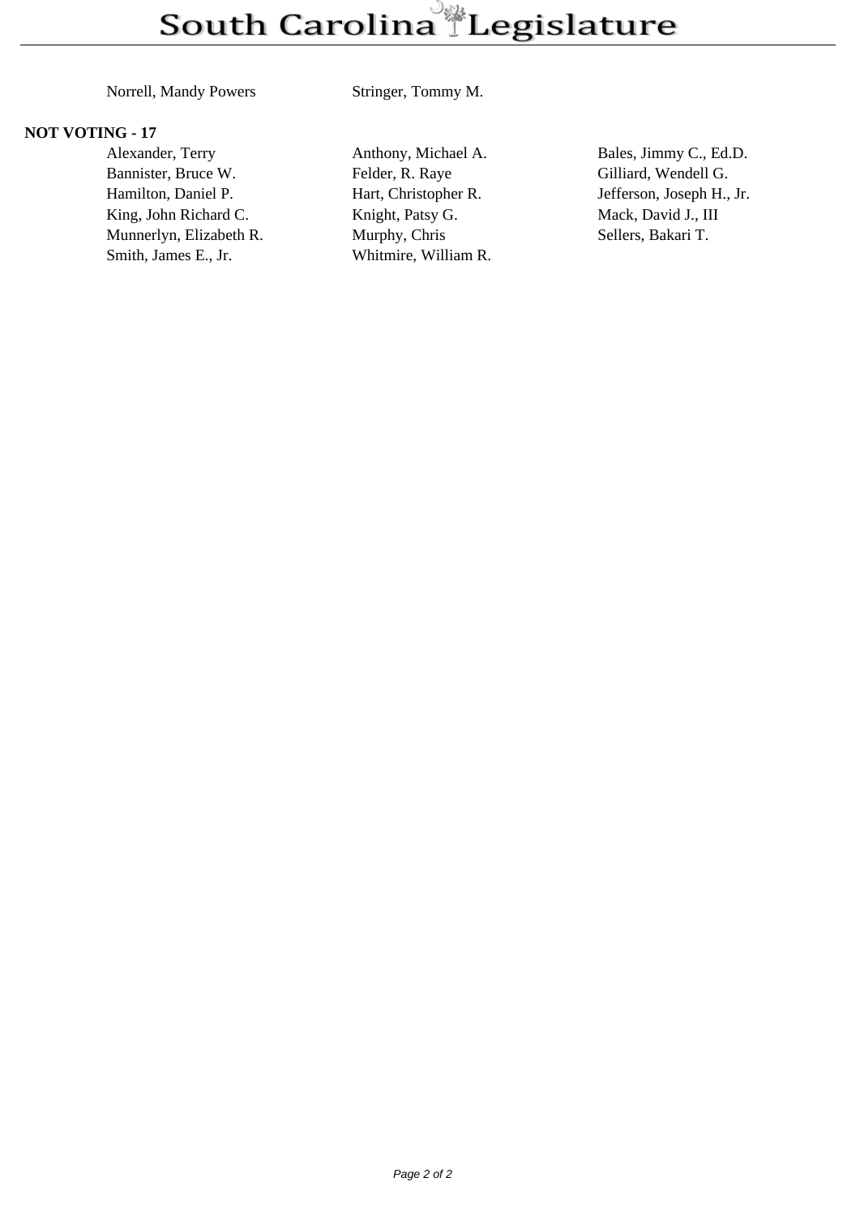| | | |
|---|---|---|
| Norrell, Mandy Powers | Stringer, Tommy M. | |

**NOT VOTING - 17**

| | | |
|---|---|---|
| Alexander, Terry | Anthony, Michael A. | Bales, Jimmy C., Ed.D. |
| Bannister, Bruce W. | Felder, R. Raye | Gilliard, Wendell G. |
| Hamilton, Daniel P. | Hart, Christopher R. | Jefferson, Joseph H., Jr. |
| King, John Richard C. | Knight, Patsy G. | Mack, David J., III |
| Munnerlyn, Elizabeth R. | Murphy, Chris | Sellers, Bakari T. |
| Smith, James E., Jr. | Whitmire, William R. | |